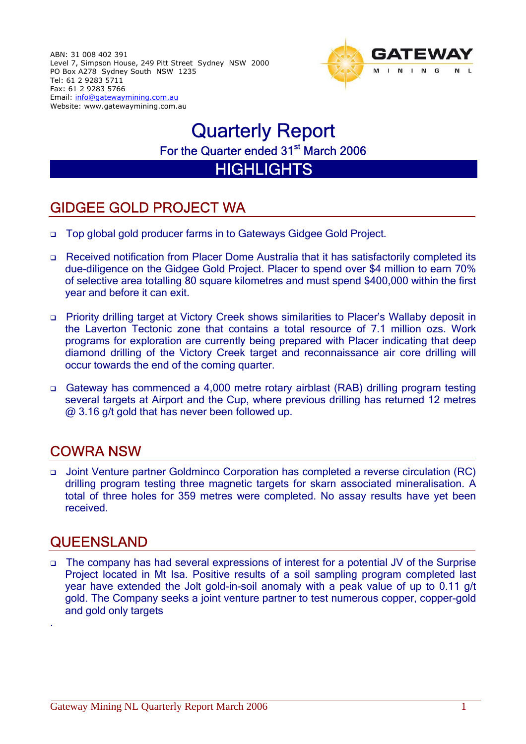ABN: 31 008 402 391
Level 7, Simpson House, 249 Pitt Street Sydney NSW 2000
PO Box A278 Sydney South NSW 1235
Tel: 61 2 9283 5711
Fax: 61 2 9283 5766
Email: info@gatewaymining.com.au
Website: www.gatewaymining.com.au

GATEWAY MINING NL

# Quarterly Report

For the Quarter ended 31st March 2006

## HIGHLIGHTS

## GIDGEE GOLD PROJECT WA

- Top global gold producer farms in to Gateways Gidgee Gold Project.
- Received notification from Placer Dome Australia that it has satisfactorily completed its due-diligence on the Gidgee Gold Project. Placer to spend over $4 million to earn 70% of selective area totalling 80 square kilometres and must spend $400,000 within the first year and before it can exit.
- Priority drilling target at Victory Creek shows similarities to Placer's Wallaby deposit in the Laverton Tectonic zone that contains a total resource of 7.1 million ozs. Work programs for exploration are currently being prepared with Placer indicating that deep diamond drilling of the Victory Creek target and reconnaissance air core drilling will occur towards the end of the coming quarter.
- Gateway has commenced a 4,000 metre rotary airblast (RAB) drilling program testing several targets at Airport and the Cup, where previous drilling has returned 12 metres @ 3.16 g/t gold that has never been followed up.

## COWRA NSW

- Joint Venture partner Goldminco Corporation has completed a reverse circulation (RC) drilling program testing three magnetic targets for skarn associated mineralisation. A total of three holes for 359 metres were completed. No assay results have yet been received.

## QUEENSLAND

- The company has had several expressions of interest for a potential JV of the Surprise Project located in Mt Isa. Positive results of a soil sampling program completed last year have extended the Jolt gold-in-soil anomaly with a peak value of up to 0.11 g/t gold. The Company seeks a joint venture partner to test numerous copper, copper-gold and gold only targets

.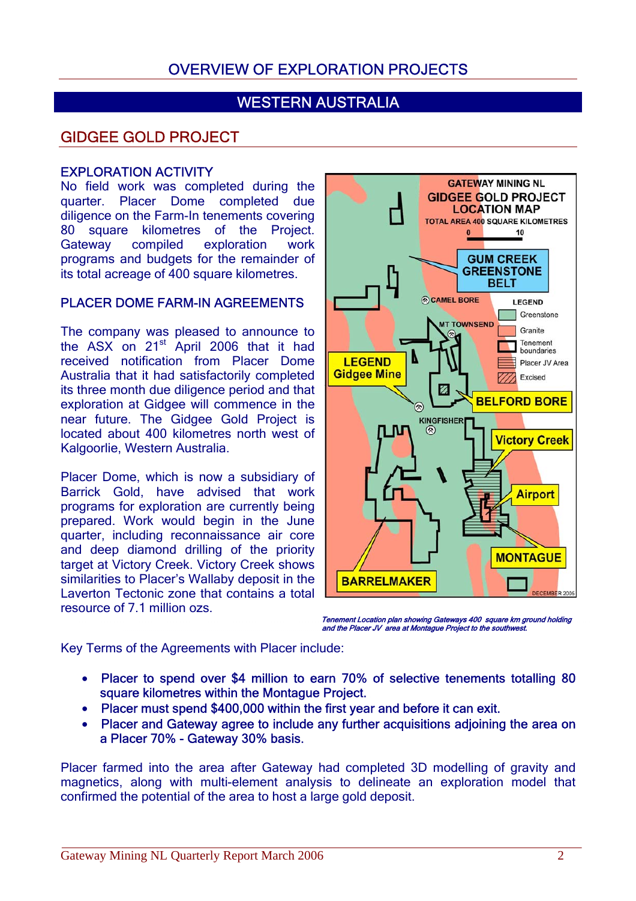# OVERVIEW OF EXPLORATION PROJECTS

## WESTERN AUSTRALIA

## GIDGEE GOLD PROJECT

### EXPLORATION ACTIVITY

No field work was completed during the quarter. Placer Dome completed due diligence on the Farm-In tenements covering 80 square kilometres of the Project. Gateway compiled exploration work programs and budgets for the remainder of its total acreage of 400 square kilometres.

### PLACER DOME FARM-IN AGREEMENTS

The company was pleased to announce to the ASX on 21st April 2006 that it had received notification from Placer Dome Australia that it had satisfactorily completed its three month due diligence period and that exploration at Gidgee will commence in the near future. The Gidgee Gold Project is located about 400 kilometres north west of Kalgoorlie, Western Australia.

Placer Dome, which is now a subsidiary of Barrick Gold, have advised that work programs for exploration are currently being prepared. Work would begin in the June quarter, including reconnaissance air core and deep diamond drilling of the priority target at Victory Creek. Victory Creek shows similarities to Placer's Wallaby deposit in the Laverton Tectonic zone that contains a total resource of 7.1 million ozs.

*Tenement Location plan showing Gateways 400 square km ground holding and the Placer JV area at Montague Project to the southwest.*

Key Terms of the Agreements with Placer include:

- **Placer to spend over $4 million to earn 70% of selective tenements totalling 80 square kilometres within the Montague Project.**
- **Placer must spend $400,000 within the first year and before it can exit.**
- **Placer and Gateway agree to include any further acquisitions adjoining the area on a Placer 70% - Gateway 30% basis.**

Placer farmed into the area after Gateway had completed 3D modelling of gravity and magnetics, along with multi-element analysis to delineate an exploration model that confirmed the potential of the area to host a large gold deposit.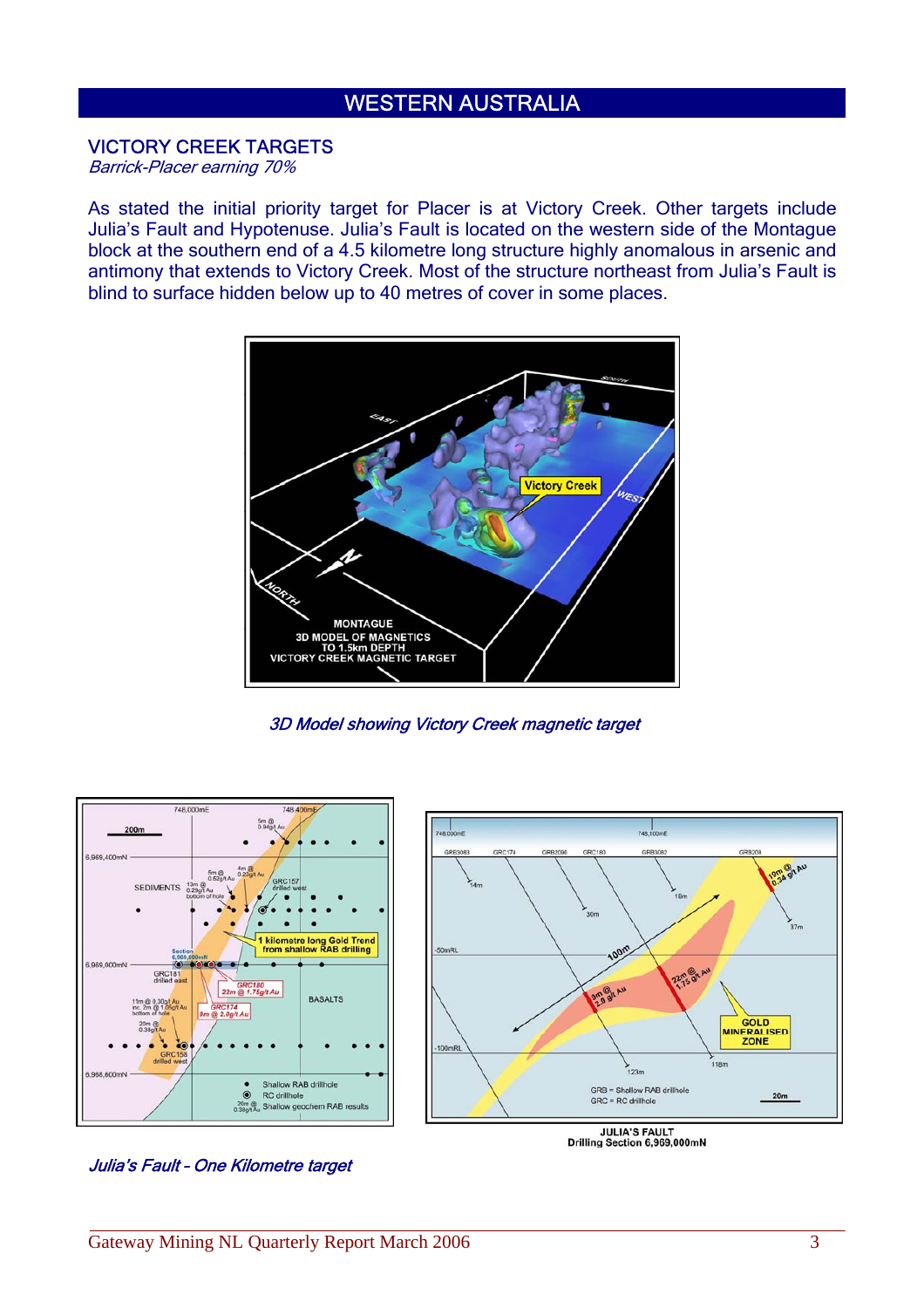## WESTERN AUSTRALIA

### VICTORY CREEK TARGETS

*Barrick-Placer earning 70%*

As stated the initial priority target for Placer is at Victory Creek. Other targets include Julia's Fault and Hypotenuse. Julia's Fault is located on the western side of the Montague block at the southern end of a 4.5 kilometre long structure highly anomalous in arsenic and antimony that extends to Victory Creek. Most of the structure northeast from Julia's Fault is blind to surface hidden below up to 40 metres of cover in some places.

*3D Model showing Victory Creek magnetic target*

JULIA'S FAULT
Drilling Section 6,969,000mN

*Julia's Fault – One Kilometre target*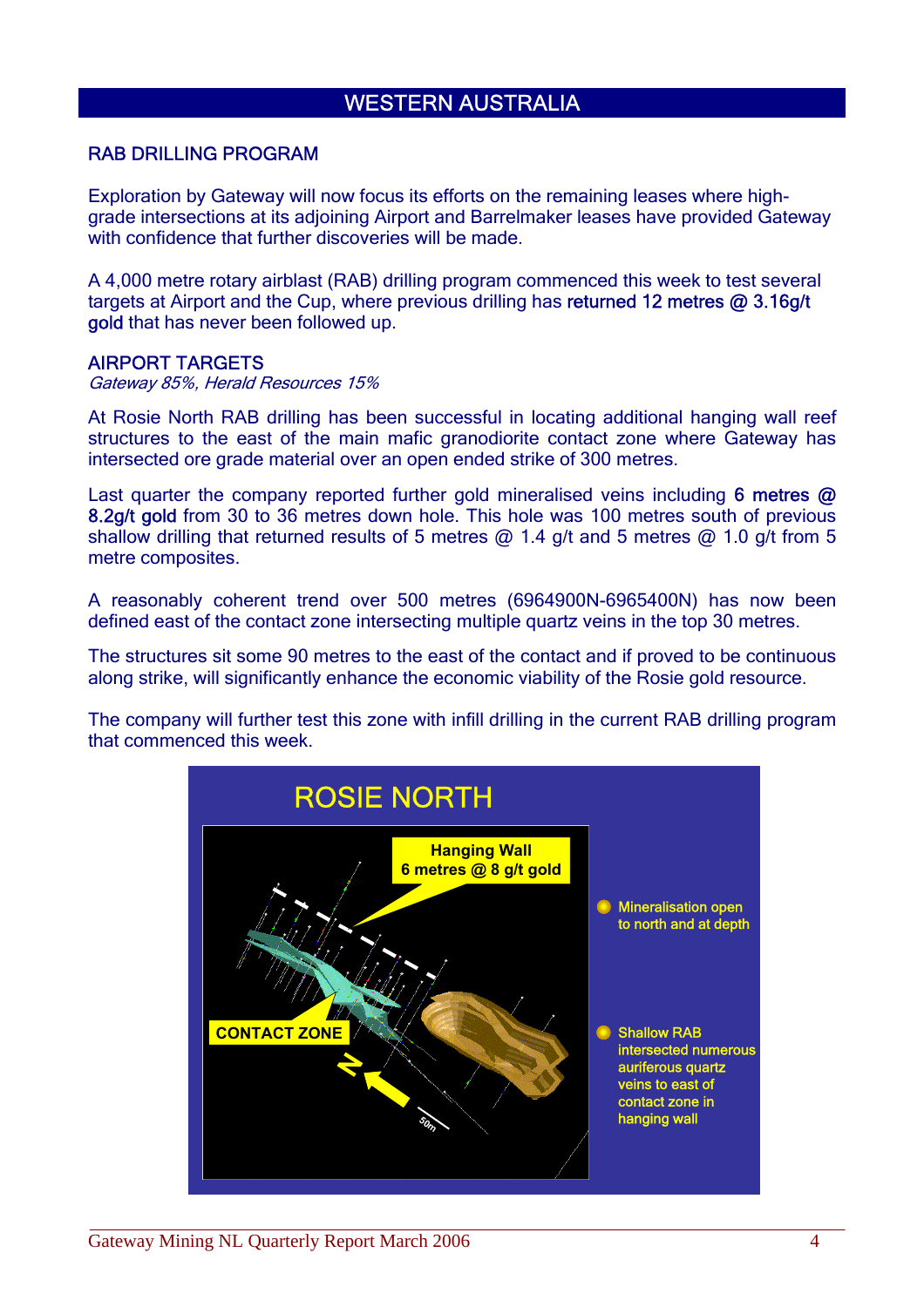## WESTERN AUSTRALIA

### RAB DRILLING PROGRAM

Exploration by Gateway will now focus its efforts on the remaining leases where high-grade intersections at its adjoining Airport and Barrelmaker leases have provided Gateway with confidence that further discoveries will be made.

A 4,000 metre rotary airblast (RAB) drilling program commenced this week to test several targets at Airport and the Cup, where previous drilling has **returned 12 metres @ 3.16g/t gold** that has never been followed up.

### AIRPORT TARGETS

*Gateway 85%, Herald Resources 15%*

At Rosie North RAB drilling has been successful in locating additional hanging wall reef structures to the east of the main mafic granodiorite contact zone where Gateway has intersected ore grade material over an open ended strike of 300 metres.

Last quarter the company reported further gold mineralised veins including **6 metres @ 8.2g/t gold** from 30 to 36 metres down hole. This hole was 100 metres south of previous shallow drilling that returned results of 5 metres @ 1.4 g/t and 5 metres @ 1.0 g/t from 5 metre composites.

A reasonably coherent trend over 500 metres (6964900N-6965400N) has now been defined east of the contact zone intersecting multiple quartz veins in the top 30 metres.

The structures sit some 90 metres to the east of the contact and if proved to be continuous along strike, will significantly enhance the economic viability of the Rosie gold resource.

The company will further test this zone with infill drilling in the current RAB drilling program that commenced this week.

ROSIE NORTH

Hanging Wall 6 metres @ 8 g/t gold

CONTACT ZONE

N

50m

- Mineralisation open to north and at depth
- Shallow RAB intersected numerous auriferous quartz veins to east of contact zone in hanging wall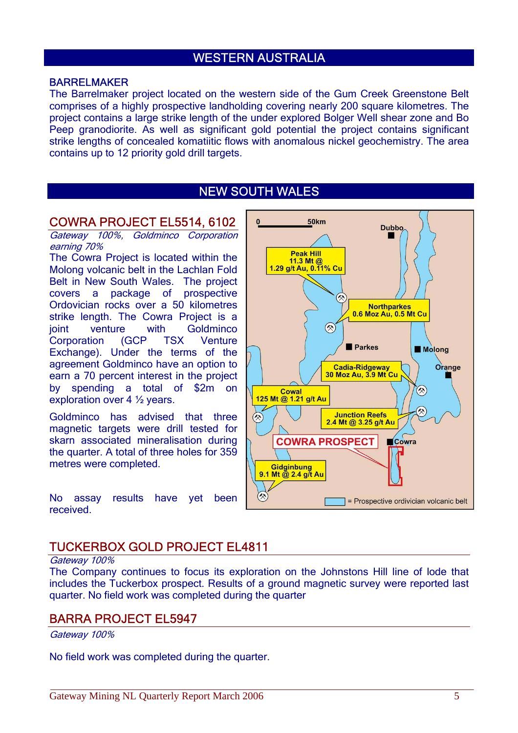## WESTERN AUSTRALIA

### BARRELMAKER

The Barrelmaker project located on the western side of the Gum Creek Greenstone Belt comprises of a highly prospective landholding covering nearly 200 square kilometres. The project contains a large strike length of the under explored Bolger Well shear zone and Bo Peep granodiorite. As well as significant gold potential the project contains significant strike lengths of concealed komatiitic flows with anomalous nickel geochemistry. The area contains up to 12 priority gold drill targets.

## NEW SOUTH WALES

### COWRA PROJECT EL5514, 6102

*Gateway 100%, Goldminco Corporation earning 70%*

The Cowra Project is located within the Molong volcanic belt in the Lachlan Fold Belt in New South Wales. The project covers a package of prospective Ordovician rocks over a 50 kilometres strike length. The Cowra Project is a joint venture with Goldminco Corporation (GCP TSX Venture Exchange). Under the terms of the agreement Goldminco have an option to earn a 70 percent interest in the project by spending a total of $2m on exploration over 4 ½ years.

Goldminco has advised that three magnetic targets were drill tested for skarn associated mineralisation during the quarter. A total of three holes for 359 metres were completed.

No assay results have yet been received.

### TUCKERBOX GOLD PROJECT EL4811

*Gateway 100%*

The Company continues to focus its exploration on the Johnstons Hill line of lode that includes the Tuckerbox prospect. Results of a ground magnetic survey were reported last quarter. No field work was completed during the quarter

### BARRA PROJECT EL5947

*Gateway 100%*

No field work was completed during the quarter.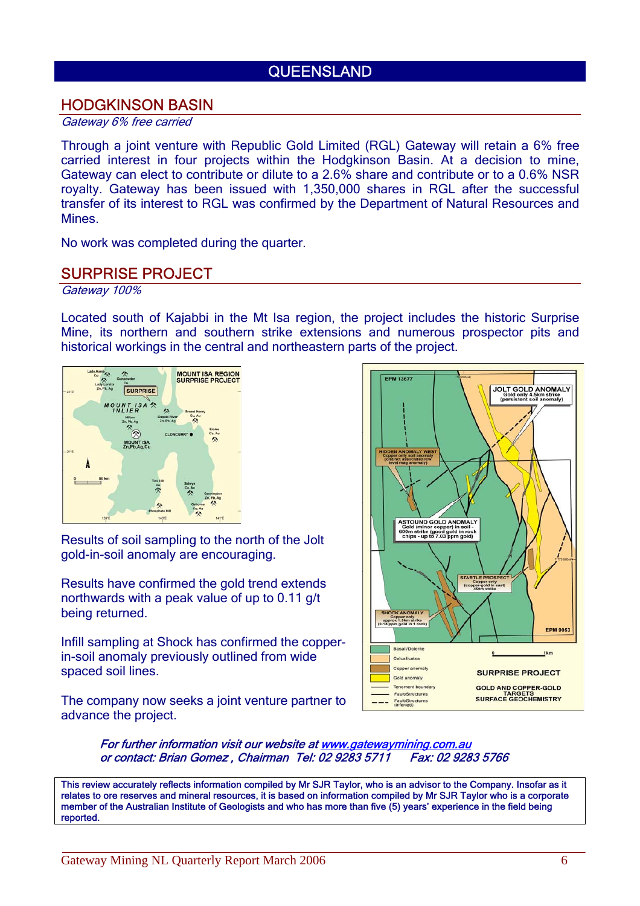# QUEENSLAND

## HODGKINSON BASIN

*Gateway 6% free carried*

Through a joint venture with Republic Gold Limited (RGL) Gateway will retain a 6% free carried interest in four projects within the Hodgkinson Basin. At a decision to mine, Gateway can elect to contribute or dilute to a 2.6% share and contribute or to a 0.6% NSR royalty. Gateway has been issued with 1,350,000 shares in RGL after the successful transfer of its interest to RGL was confirmed by the Department of Natural Resources and Mines.

No work was completed during the quarter.

## SURPRISE PROJECT

*Gateway 100%*

Located south of Kajabbi in the Mt Isa region, the project includes the historic Surprise Mine, its northern and southern strike extensions and numerous prospector pits and historical workings in the central and northeastern parts of the project.

Results of soil sampling to the north of the Jolt gold-in-soil anomaly are encouraging.

Results have confirmed the gold trend extends northwards with a peak value of up to 0.11 g/t being returned.

Infill sampling at Shock has confirmed the copper-in-soil anomaly previously outlined from wide spaced soil lines.

The company now seeks a joint venture partner to advance the project.

***For further information visit our website at [www.gatewaymining.com.au](http://www.gatewaymining.com.au)***
***or contact: Brian Gomez , Chairman Tel: 02 9283 5711 Fax: 02 9283 5766***

This review accurately reflects information compiled by Mr SJR Taylor, who is an advisor to the Company. Insofar as it relates to ore reserves and mineral resources, it is based on information compiled by Mr SJR Taylor who is a corporate member of the Australian Institute of Geologists and who has more than five (5) years' experience in the field being reported.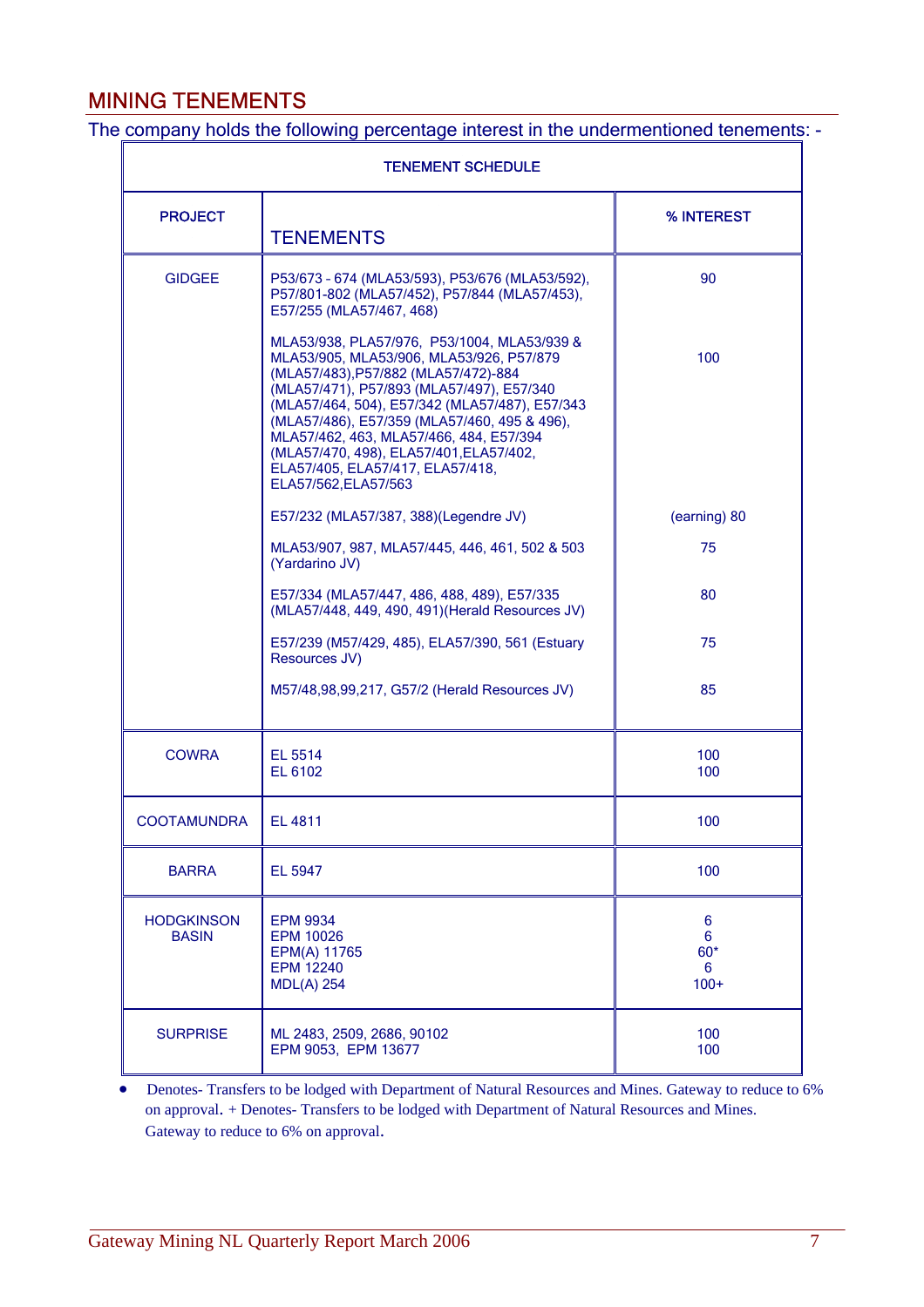## MINING TENEMENTS

The company holds the following percentage interest in the undermentioned tenements: -

| TENEMENT SCHEDULE | | |
|---|---|---|
| **PROJECT** | **TENEMENTS** | **% INTEREST** |
| GIDGEE | P53/673 - 674 (MLA53/593), P53/676 (MLA53/592), P57/801-802 (MLA57/452), P57/844 (MLA57/453), E57/255 (MLA57/467, 468) | 90 |
| | MLA53/938, PLA57/976, P53/1004, MLA53/939 & MLA53/905, MLA53/906, MLA53/926, P57/879 (MLA57/483),P57/882 (MLA57/472)-884 (MLA57/471), P57/893 (MLA57/497), E57/340 (MLA57/464, 504), E57/342 (MLA57/487), E57/343 (MLA57/486), E57/359 (MLA57/460, 495 & 496), MLA57/462, 463, MLA57/466, 484, E57/394 (MLA57/470, 498), ELA57/401,ELA57/402, ELA57/405, ELA57/417, ELA57/418, ELA57/562,ELA57/563 | 100 |
| | E57/232 (MLA57/387, 388)(Legendre JV) | (earning) 80 |
| | MLA53/907, 987, MLA57/445, 446, 461, 502 & 503 (Yardarino JV) | 75 |
| | E57/334 (MLA57/447, 486, 488, 489), E57/335 (MLA57/448, 449, 490, 491)(Herald Resources JV) | 80 |
| | E57/239 (M57/429, 485), ELA57/390, 561 (Estuary Resources JV) | 75 |
| | M57/48,98,99,217, G57/2 (Herald Resources JV) | 85 |
| COWRA | EL 5514<br>EL 6102 | 100<br>100 |
| COOTAMUNDRA | EL 4811 | 100 |
| BARRA | EL 5947 | 100 |
| HODGKINSON BASIN | EPM 9934<br>EPM 10026<br>EPM(A) 11765<br>EPM 12240<br>MDL(A) 254 | 6<br>6<br>60*<br>6<br>100+ |
| SURPRISE | ML 2483, 2509, 2686, 90102<br>EPM 9053, EPM 13677 | 100<br>100 |

- Denotes- Transfers to be lodged with Department of Natural Resources and Mines. Gateway to reduce to 6% on approval. + Denotes- Transfers to be lodged with Department of Natural Resources and Mines. Gateway to reduce to 6% on approval.